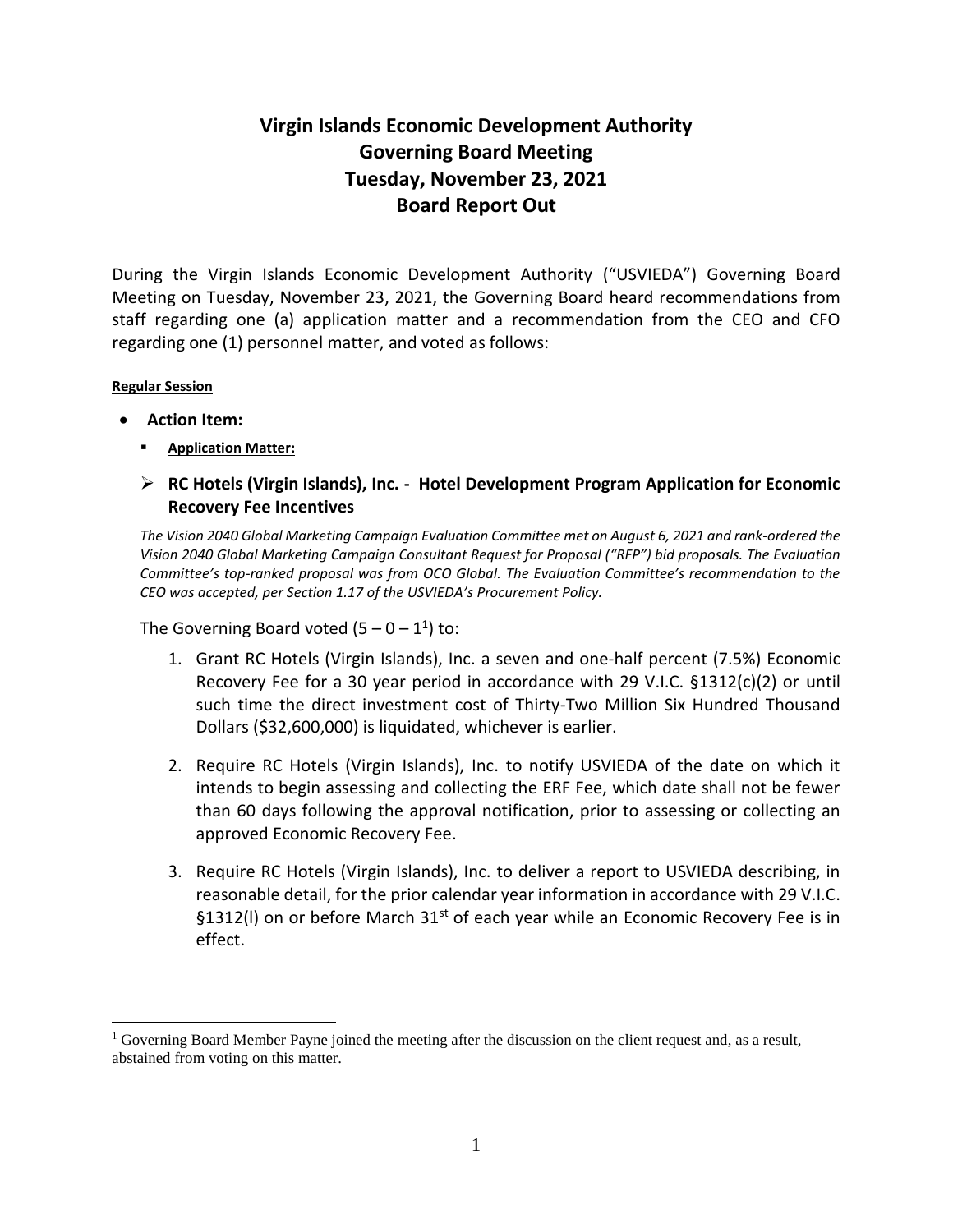# Virgin Islands Economic Development Authority
# Governing Board Meeting
# Tuesday, November 23, 2021
# Board Report Out

During the Virgin Islands Economic Development Authority ("USVIEDA") Governing Board Meeting on Tuesday, November 23, 2021, the Governing Board heard recommendations from staff regarding one (a) application matter and a recommendation from the CEO and CFO regarding one (1) personnel matter, and voted as follows:

**Regular Session**

- **Action Item:**
  - **Application Matter:**

> **RC Hotels (Virgin Islands), Inc. - Hotel Development Program Application for Economic Recovery Fee Incentives**

*The Vision 2040 Global Marketing Campaign Evaluation Committee met on August 6, 2021 and rank-ordered the Vision 2040 Global Marketing Campaign Consultant Request for Proposal ("RFP") bid proposals. The Evaluation Committee's top-ranked proposal was from OCO Global. The Evaluation Committee's recommendation to the CEO was accepted, per Section 1.17 of the USVIEDA's Procurement Policy.*

The Governing Board voted (5 – 0 – 1[1]) to:

1. Grant RC Hotels (Virgin Islands), Inc. a seven and one-half percent (7.5%) Economic Recovery Fee for a 30 year period in accordance with 29 V.I.C. §1312(c)(2) or until such time the direct investment cost of Thirty-Two Million Six Hundred Thousand Dollars ($32,600,000) is liquidated, whichever is earlier.
2. Require RC Hotels (Virgin Islands), Inc. to notify USVIEDA of the date on which it intends to begin assessing and collecting the ERF Fee, which date shall not be fewer than 60 days following the approval notification, prior to assessing or collecting an approved Economic Recovery Fee.
3. Require RC Hotels (Virgin Islands), Inc. to deliver a report to USVIEDA describing, in reasonable detail, for the prior calendar year information in accordance with 29 V.I.C. §1312(l) on or before March 31st of each year while an Economic Recovery Fee is in effect.

---

[1] Governing Board Member Payne joined the meeting after the discussion on the client request and, as a result, abstained from voting on this matter.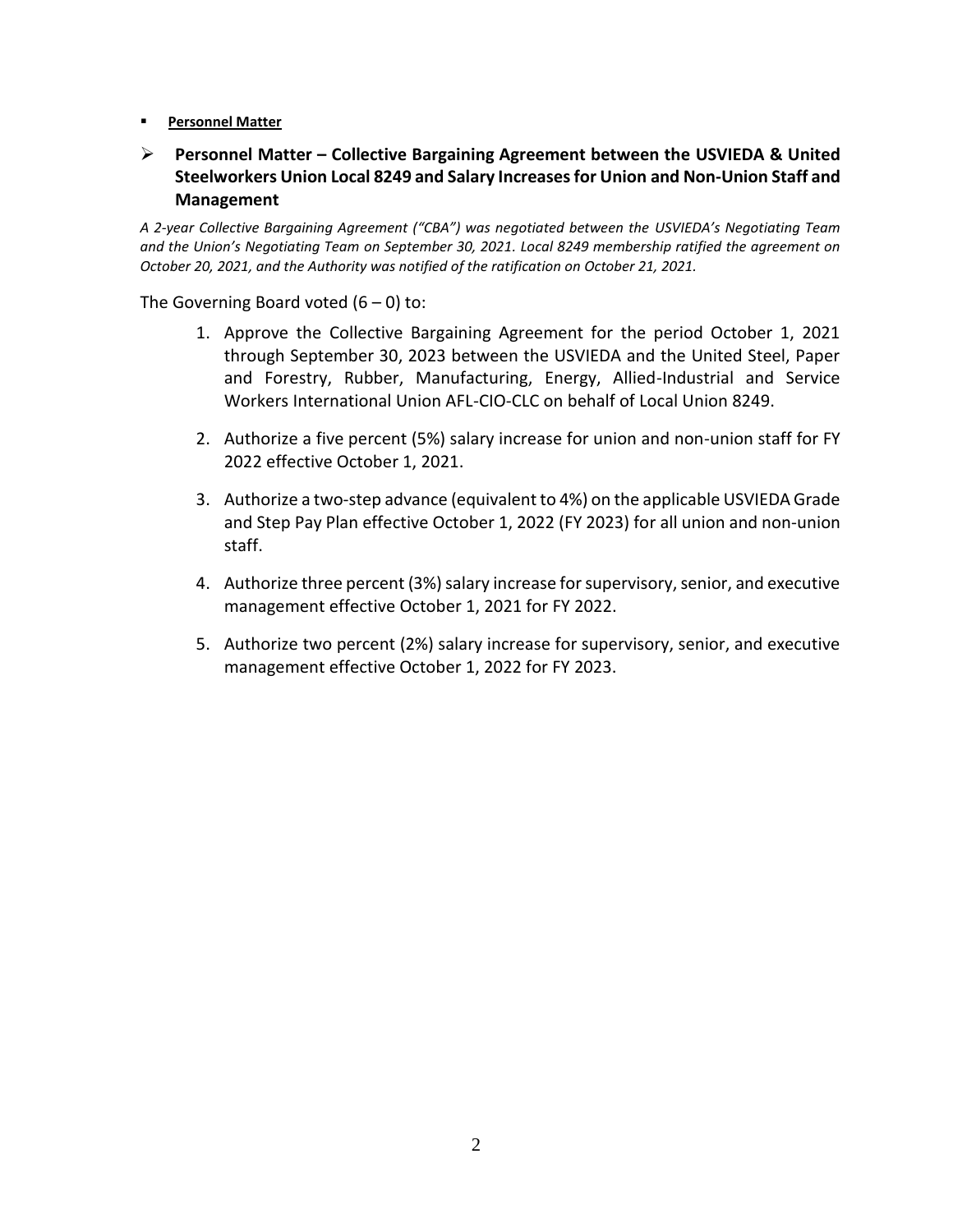- **Personnel Matter**

- **Personnel Matter – Collective Bargaining Agreement between the USVIEDA & United Steelworkers Union Local 8249 and Salary Increases for Union and Non-Union Staff and Management**

*A 2-year Collective Bargaining Agreement ("CBA") was negotiated between the USVIEDA's Negotiating Team and the Union's Negotiating Team on September 30, 2021. Local 8249 membership ratified the agreement on October 20, 2021, and the Authority was notified of the ratification on October 21, 2021.*

The Governing Board voted (6 – 0) to:

1. Approve the Collective Bargaining Agreement for the period October 1, 2021 through September 30, 2023 between the USVIEDA and the United Steel, Paper and Forestry, Rubber, Manufacturing, Energy, Allied-Industrial and Service Workers International Union AFL-CIO-CLC on behalf of Local Union 8249.

2. Authorize a five percent (5%) salary increase for union and non-union staff for FY 2022 effective October 1, 2021.

3. Authorize a two-step advance (equivalent to 4%) on the applicable USVIEDA Grade and Step Pay Plan effective October 1, 2022 (FY 2023) for all union and non-union staff.

4. Authorize three percent (3%) salary increase for supervisory, senior, and executive management effective October 1, 2021 for FY 2022.

5. Authorize two percent (2%) salary increase for supervisory, senior, and executive management effective October 1, 2022 for FY 2023.